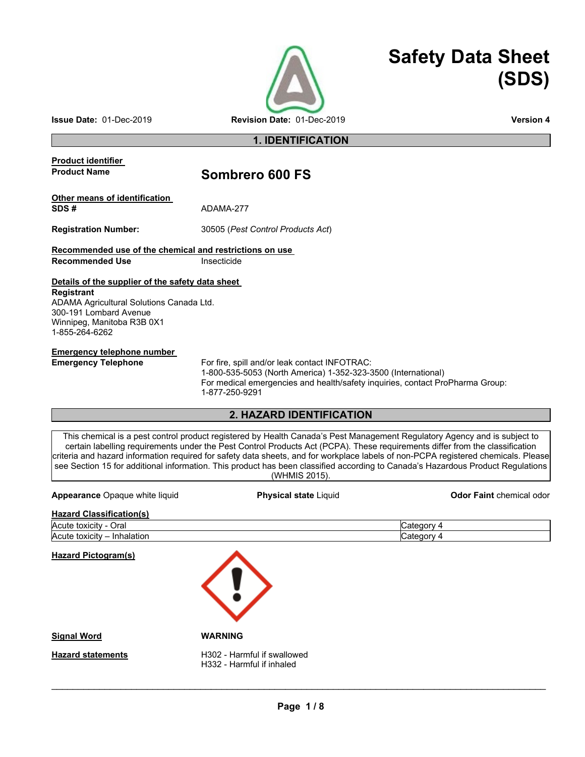# Safety Data Sheet (SDS)

**Issue Date:** 01-Dec-2019 **Revision Date:** 01-Dec-2019 **Version 4**

## 1. IDENTIFICATION

**Product identifier**

**Product Name** **Sombrero 600 FS**

**Other means of identification**

**SDS #** ADAMA-277

**Registration Number:** 30505 (*Pest Control Products Act*)

**Recommended use of the chemical and restrictions on use**

**Recommended Use** Insecticide

**Details of the supplier of the safety data sheet**

**Registrant**
ADAMA Agricultural Solutions Canada Ltd.
300-191 Lombard Avenue
Winnipeg, Manitoba R3B 0X1
1-855-264-6262

**Emergency telephone number**

**Emergency Telephone** For fire, spill and/or leak contact INFOTRAC:
1-800-535-5053 (North America) 1-352-323-3500 (International)
For medical emergencies and health/safety inquiries, contact ProPharma Group:
1-877-250-9291

## 2. HAZARD IDENTIFICATION

This chemical is a pest control product registered by Health Canada's Pest Management Regulatory Agency and is subject to certain labelling requirements under the Pest Control Products Act (PCPA). These requirements differ from the classification criteria and hazard information required for safety data sheets, and for workplace labels of non-PCPA registered chemicals. Please see Section 15 for additional information. This product has been classified according to Canada's Hazardous Product Regulations (WHMIS 2015).

**Appearance** Opaque white liquid **Physical state** Liquid **Odor** Faint chemical odor

**Hazard Classification(s)**

| Hazard | Category |
|---|---|
| Acute toxicity - Oral | Category 4 |
| Acute toxicity – Inhalation | Category 4 |

**Hazard Pictogram(s)**

**Signal Word** WARNING

**Hazard statements**

H302 - Harmful if swallowed
H332 - Harmful if inhaled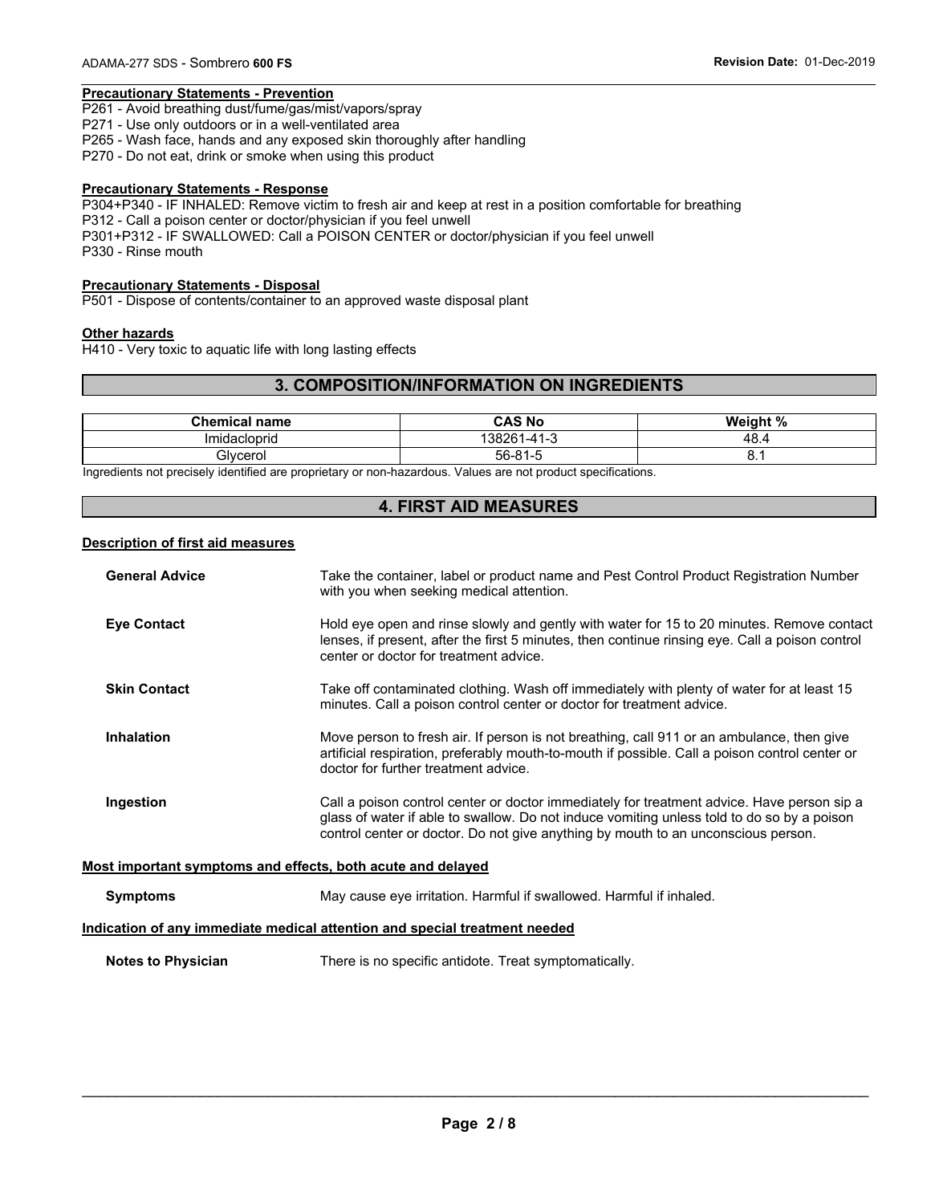**Precautionary Statements - Prevention**

P261 - Avoid breathing dust/fume/gas/mist/vapors/spray
P271 - Use only outdoors or in a well-ventilated area
P265 - Wash face, hands and any exposed skin thoroughly after handling
P270 - Do not eat, drink or smoke when using this product

**Precautionary Statements - Response**

P304+P340 - IF INHALED: Remove victim to fresh air and keep at rest in a position comfortable for breathing
P312 - Call a poison center or doctor/physician if you feel unwell
P301+P312 - IF SWALLOWED: Call a POISON CENTER or doctor/physician if you feel unwell
P330 - Rinse mouth

**Precautionary Statements - Disposal**

P501 - Dispose of contents/container to an approved waste disposal plant

**Other hazards**

H410 - Very toxic to aquatic life with long lasting effects

## 3. COMPOSITION/INFORMATION ON INGREDIENTS

| Chemical name | CAS No | Weight % |
|---|---|---|
| Imidacloprid | 138261-41-3 | 48.4 |
| Glycerol | 56-81-5 | 8.1 |

Ingredients not precisely identified are proprietary or non-hazardous. Values are not product specifications.

## 4. FIRST AID MEASURES

**Description of first aid measures**

**General Advice** Take the container, label or product name and Pest Control Product Registration Number with you when seeking medical attention.

**Eye Contact** Hold eye open and rinse slowly and gently with water for 15 to 20 minutes. Remove contact lenses, if present, after the first 5 minutes, then continue rinsing eye. Call a poison control center or doctor for treatment advice.

**Skin Contact** Take off contaminated clothing. Wash off immediately with plenty of water for at least 15 minutes. Call a poison control center or doctor for treatment advice.

**Inhalation** Move person to fresh air. If person is not breathing, call 911 or an ambulance, then give artificial respiration, preferably mouth-to-mouth if possible. Call a poison control center or doctor for further treatment advice.

**Ingestion** Call a poison control center or doctor immediately for treatment advice. Have person sip a glass of water if able to swallow. Do not induce vomiting unless told to do so by a poison control center or doctor. Do not give anything by mouth to an unconscious person.

**Most important symptoms and effects, both acute and delayed**

**Symptoms** May cause eye irritation. Harmful if swallowed. Harmful if inhaled.

**Indication of any immediate medical attention and special treatment needed**

**Notes to Physician** There is no specific antidote. Treat symptomatically.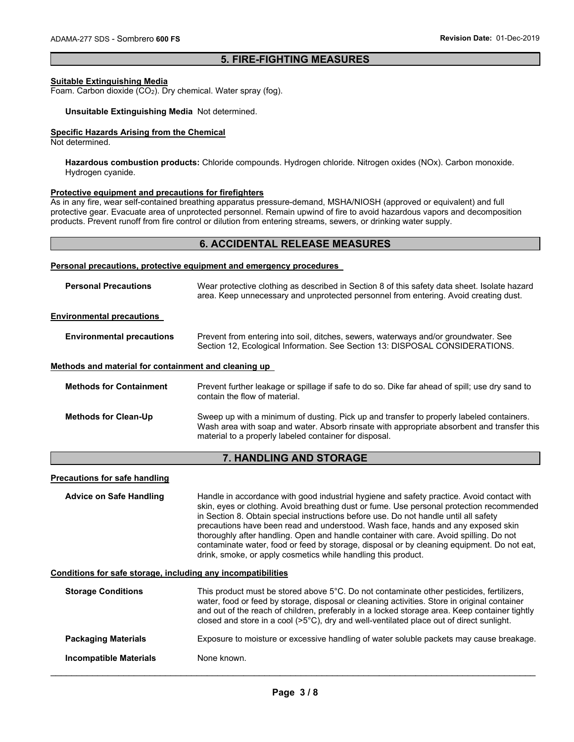## 5. FIRE-FIGHTING MEASURES

**Suitable Extinguishing Media**

Foam. Carbon dioxide ($CO_2$). Dry chemical. Water spray (fog).

**Unsuitable Extinguishing Media** Not determined.

**Specific Hazards Arising from the Chemical**

Not determined.

**Hazardous combustion products:** Chloride compounds. Hydrogen chloride. Nitrogen oxides (NOx). Carbon monoxide. Hydrogen cyanide.

**Protective equipment and precautions for firefighters**

As in any fire, wear self-contained breathing apparatus pressure-demand, MSHA/NIOSH (approved or equivalent) and full protective gear. Evacuate area of unprotected personnel. Remain upwind of fire to avoid hazardous vapors and decomposition products. Prevent runoff from fire control or dilution from entering streams, sewers, or drinking water supply.

## 6. ACCIDENTAL RELEASE MEASURES

**Personal precautions, protective equipment and emergency procedures**

**Personal Precautions** Wear protective clothing as described in Section 8 of this safety data sheet. Isolate hazard area. Keep unnecessary and unprotected personnel from entering. Avoid creating dust.

**Environmental precautions**

**Environmental precautions** Prevent from entering into soil, ditches, sewers, waterways and/or groundwater. See Section 12, Ecological Information. See Section 13: DISPOSAL CONSIDERATIONS.

**Methods and material for containment and cleaning up**

**Methods for Containment** Prevent further leakage or spillage if safe to do so. Dike far ahead of spill; use dry sand to contain the flow of material.

**Methods for Clean-Up** Sweep up with a minimum of dusting. Pick up and transfer to properly labeled containers. Wash area with soap and water. Absorb rinsate with appropriate absorbent and transfer this material to a properly labeled container for disposal.

## 7. HANDLING AND STORAGE

**Precautions for safe handling**

**Advice on Safe Handling** Handle in accordance with good industrial hygiene and safety practice. Avoid contact with skin, eyes or clothing. Avoid breathing dust or fume. Use personal protection recommended in Section 8. Obtain special instructions before use. Do not handle until all safety precautions have been read and understood. Wash face, hands and any exposed skin thoroughly after handling. Open and handle container with care. Avoid spilling. Do not contaminate water, food or feed by storage, disposal or by cleaning equipment. Do not eat, drink, smoke, or apply cosmetics while handling this product.

**Conditions for safe storage, including any incompatibilities**

**Storage Conditions** This product must be stored above 5°C. Do not contaminate other pesticides, fertilizers, water, food or feed by storage, disposal or cleaning activities. Store in original container and out of the reach of children, preferably in a locked storage area. Keep container tightly closed and store in a cool (>5°C), dry and well-ventilated place out of direct sunlight.

**Packaging Materials** Exposure to moisture or excessive handling of water soluble packets may cause breakage.

**Incompatible Materials** None known.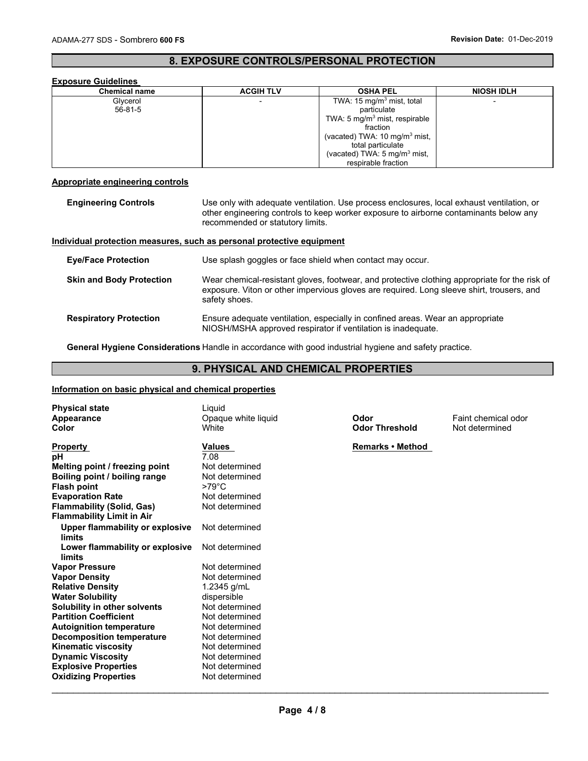## 8. EXPOSURE CONTROLS/PERSONAL PROTECTION

**Exposure Guidelines**

| Chemical name | ACGIH TLV | OSHA PEL | NIOSH IDLH |
|---|---|---|---|
| Glycerol 56-81-5 | - | TWA: 15 mg/m³ mist, total particulate TWA: 5 mg/m³ mist, respirable fraction (vacated) TWA: 10 mg/m³ mist, total particulate (vacated) TWA: 5 mg/m³ mist, respirable fraction | - |

**Appropriate engineering controls**

**Engineering Controls** Use only with adequate ventilation. Use process enclosures, local exhaust ventilation, or other engineering controls to keep worker exposure to airborne contaminants below any recommended or statutory limits.

**Individual protection measures, such as personal protective equipment**

**Eye/Face Protection** Use splash goggles or face shield when contact may occur.

**Skin and Body Protection** Wear chemical-resistant gloves, footwear, and protective clothing appropriate for the risk of exposure. Viton or other impervious gloves are required. Long sleeve shirt, trousers, and safety shoes.

**Respiratory Protection** Ensure adequate ventilation, especially in confined areas. Wear an appropriate NIOSH/MSHA approved respirator if ventilation is inadequate.

**General Hygiene Considerations** Handle in accordance with good industrial hygiene and safety practice.

## 9. PHYSICAL AND CHEMICAL PROPERTIES

**Information on basic physical and chemical properties**

**Physical state** Liquid
**Appearance** Opaque white liquid
**Color** White
**Odor** Faint chemical odor
**Odor Threshold** Not determined

| Property | Values | Remarks • Method |
|---|---|---|
| **pH** | 7.08 | |
| **Melting point / freezing point** | Not determined | |
| **Boiling point / boiling range** | Not determined | |
| **Flash point** | >79°C | |
| **Evaporation Rate** | Not determined | |
| **Flammability (Solid, Gas)** | Not determined | |
| **Flammability Limit in Air** | | |
| **Upper flammability or explosive limits** | Not determined | |
| **Lower flammability or explosive limits** | Not determined | |
| **Vapor Pressure** | Not determined | |
| **Vapor Density** | Not determined | |
| **Relative Density** | 1.2345 g/mL | |
| **Water Solubility** | dispersible | |
| **Solubility in other solvents** | Not determined | |
| **Partition Coefficient** | Not determined | |
| **Autoignition temperature** | Not determined | |
| **Decomposition temperature** | Not determined | |
| **Kinematic viscosity** | Not determined | |
| **Dynamic Viscosity** | Not determined | |
| **Explosive Properties** | Not determined | |
| **Oxidizing Properties** | Not determined | |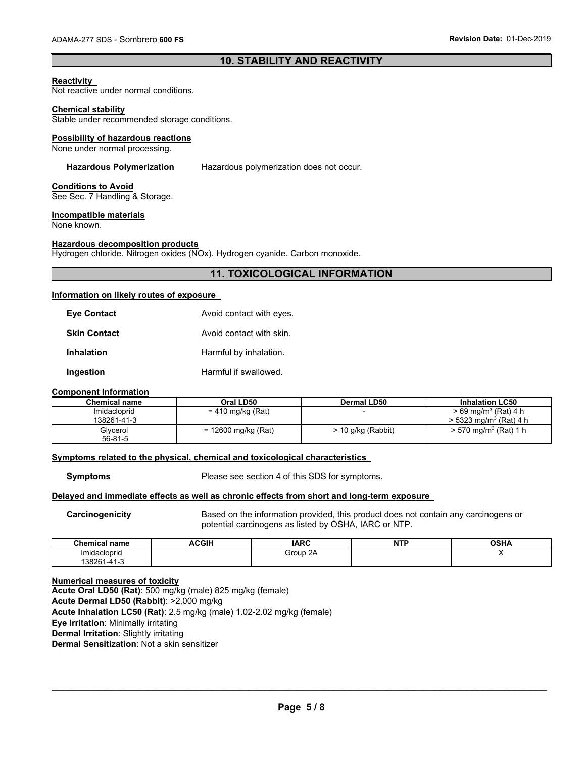## 10. STABILITY AND REACTIVITY

**Reactivity**
Not reactive under normal conditions.

**Chemical stability**
Stable under recommended storage conditions.

**Possibility of hazardous reactions**
None under normal processing.

**Hazardous Polymerization** Hazardous polymerization does not occur.

**Conditions to Avoid**
See Sec. 7 Handling & Storage.

**Incompatible materials**
None known.

**Hazardous decomposition products**
Hydrogen chloride. Nitrogen oxides (NOx). Hydrogen cyanide. Carbon monoxide.

## 11. TOXICOLOGICAL INFORMATION

**Information on likely routes of exposure**

**Eye Contact** Avoid contact with eyes.

**Skin Contact** Avoid contact with skin.

**Inhalation** Harmful by inhalation.

**Ingestion** Harmful if swallowed.

**Component Information**

| Chemical name | Oral LD50 | Dermal LD50 | Inhalation LC50 |
|---|---|---|---|
| Imidacloprid 138261-41-3 | = 410 mg/kg (Rat) | - | > 69 mg/m$^3$ (Rat) 4 h > 5323 mg/m$^3$ (Rat) 4 h |
| Glycerol 56-81-5 | = 12600 mg/kg (Rat) | > 10 g/kg (Rabbit) | > 570 mg/m$^3$ (Rat) 1 h |

**Symptoms related to the physical, chemical and toxicological characteristics**

**Symptoms** Please see section 4 of this SDS for symptoms.

**Delayed and immediate effects as well as chronic effects from short and long-term exposure**

**Carcinogenicity** Based on the information provided, this product does not contain any carcinogens or potential carcinogens as listed by OSHA, IARC or NTP.

| Chemical name | ACGIH | IARC | NTP | OSHA |
|---|---|---|---|---|
| Imidacloprid 138261-41-3 | | Group 2A | | X |

**Numerical measures of toxicity**
**Acute Oral LD50 (Rat)**: 500 mg/kg (male) 825 mg/kg (female)
**Acute Dermal LD50 (Rabbit)**: >2,000 mg/kg
**Acute Inhalation LC50 (Rat)**: 2.5 mg/kg (male) 1.02-2.02 mg/kg (female)
**Eye Irritation**: Minimally irritating
**Dermal Irritation**: Slightly irritating
**Dermal Sensitization**: Not a skin sensitizer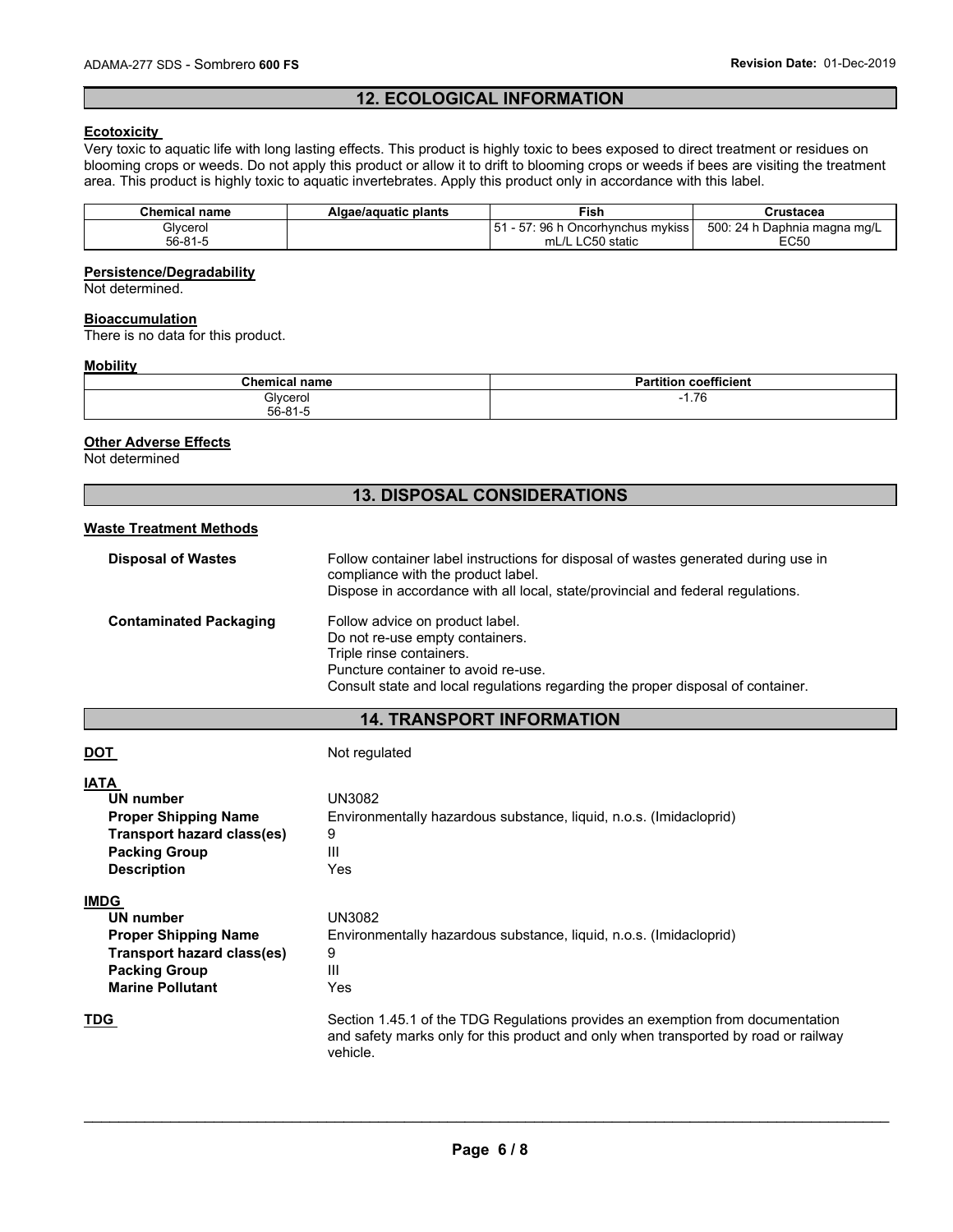## 12. ECOLOGICAL INFORMATION

**Ecotoxicity**

Very toxic to aquatic life with long lasting effects. This product is highly toxic to bees exposed to direct treatment or residues on blooming crops or weeds. Do not apply this product or allow it to drift to blooming crops or weeds if bees are visiting the treatment area. This product is highly toxic to aquatic invertebrates. Apply this product only in accordance with this label.

| Chemical name | Algae/aquatic plants | Fish | Crustacea |
|---|---|---|---|
| Glycerol<br>56-81-5 | | 51 - 57: 96 h Oncorhynchus mykiss mL/L LC50 static | 500: 24 h Daphnia magna mg/L EC50 |

**Persistence/Degradability**

Not determined.

**Bioaccumulation**

There is no data for this product.

**Mobility**

| Chemical name | Partition coefficient |
|---|---|
| Glycerol<br>56-81-5 | -1.76 |

**Other Adverse Effects**

Not determined

## 13. DISPOSAL CONSIDERATIONS

**Waste Treatment Methods**

**Disposal of Wastes**
Follow container label instructions for disposal of wastes generated during use in compliance with the product label.
Dispose in accordance with all local, state/provincial and federal regulations.

**Contaminated Packaging**
Follow advice on product label.
Do not re-use empty containers.
Triple rinse containers.
Puncture container to avoid re-use.
Consult state and local regulations regarding the proper disposal of container.

## 14. TRANSPORT INFORMATION

**DOT** Not regulated

**IATA**

- **UN number** UN3082
- **Proper Shipping Name** Environmentally hazardous substance, liquid, n.o.s. (Imidacloprid)
- **Transport hazard class(es)** 9
- **Packing Group** III
- **Description** Yes

**IMDG**

- **UN number** UN3082
- **Proper Shipping Name** Environmentally hazardous substance, liquid, n.o.s. (Imidacloprid)
- **Transport hazard class(es)** 9
- **Packing Group** III
- **Marine Pollutant** Yes

**TDG** Section 1.45.1 of the TDG Regulations provides an exemption from documentation and safety marks only for this product and only when transported by road or railway vehicle.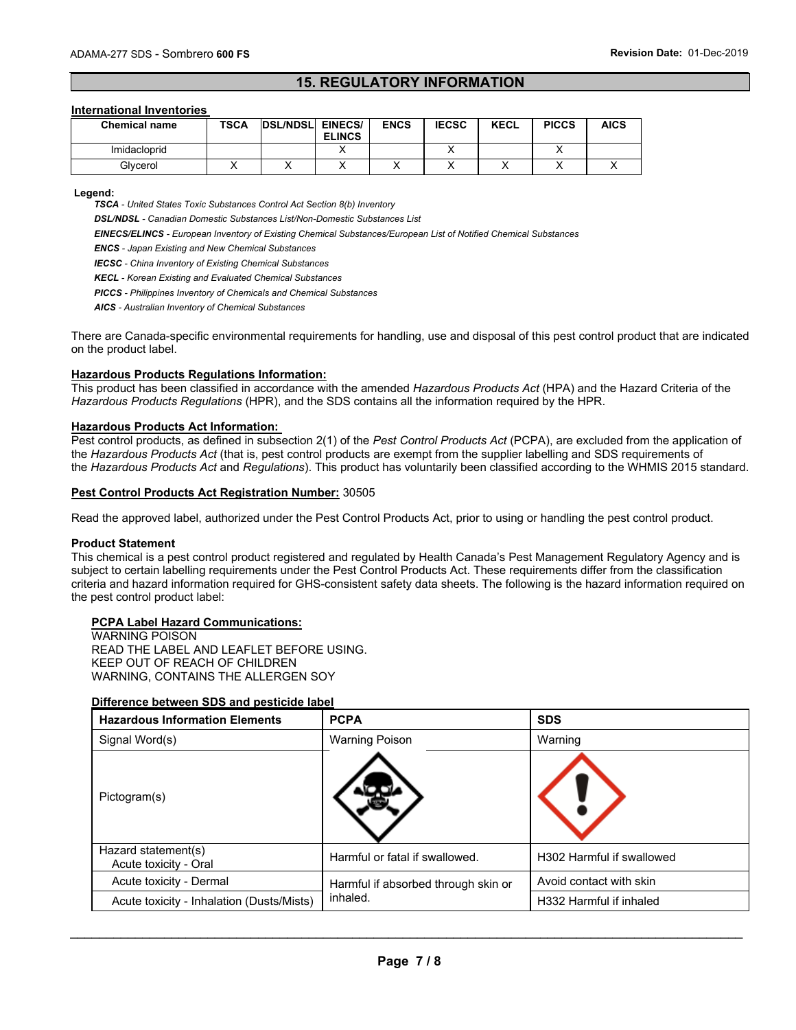## 15. REGULATORY INFORMATION

**International Inventories**

| Chemical name | TSCA | DSL/NDSL | EINECS/ ELINCS | ENCS | IECSC | KECL | PICCS | AICS |
|---|---|---|---|---|---|---|---|---|
| Imidacloprid | | | X | | X | | X | |
| Glycerol | X | X | X | X | X | X | X | X |

**Legend:**

***TSCA*** *- United States Toxic Substances Control Act Section 8(b) Inventory*

***DSL/NDSL*** *- Canadian Domestic Substances List/Non-Domestic Substances List*

***EINECS/ELINCS*** *- European Inventory of Existing Chemical Substances/European List of Notified Chemical Substances*

***ENCS*** *- Japan Existing and New Chemical Substances*

***IECSC*** *- China Inventory of Existing Chemical Substances*

***KECL*** *- Korean Existing and Evaluated Chemical Substances*

***PICCS*** *- Philippines Inventory of Chemicals and Chemical Substances*

***AICS*** *- Australian Inventory of Chemical Substances*

There are Canada-specific environmental requirements for handling, use and disposal of this pest control product that are indicated on the product label.

**Hazardous Products Regulations Information:**

This product has been classified in accordance with the amended *Hazardous Products Act* (HPA) and the Hazard Criteria of the *Hazardous Products Regulations* (HPR), and the SDS contains all the information required by the HPR.

**Hazardous Products Act Information:**

Pest control products, as defined in subsection 2(1) of the *Pest Control Products Act* (PCPA), are excluded from the application of the *Hazardous Products Act* (that is, pest control products are exempt from the supplier labelling and SDS requirements of the *Hazardous Products Act* and *Regulations*). This product has voluntarily been classified according to the WHMIS 2015 standard.

**Pest Control Products Act Registration Number:** 30505

Read the approved label, authorized under the Pest Control Products Act, prior to using or handling the pest control product.

**Product Statement**

This chemical is a pest control product registered and regulated by Health Canada's Pest Management Regulatory Agency and is subject to certain labelling requirements under the Pest Control Products Act. These requirements differ from the classification criteria and hazard information required for GHS-consistent safety data sheets. The following is the hazard information required on the pest control product label:

**PCPA Label Hazard Communications:**

WARNING POISON
READ THE LABEL AND LEAFLET BEFORE USING.
KEEP OUT OF REACH OF CHILDREN
WARNING, CONTAINS THE ALLERGEN SOY

**Difference between SDS and pesticide label**

| Hazardous Information Elements | PCPA | SDS |
|---|---|---|
| Signal Word(s) | Warning Poison | Warning |
| Pictogram(s) | | |
| Hazard statement(s) Acute toxicity - Oral | Harmful or fatal if swallowed. | H302 Harmful if swallowed |
| Acute toxicity - Dermal | Harmful if absorbed through skin or inhaled. | Avoid contact with skin |
| Acute toxicity - Inhalation (Dusts/Mists) | | H332 Harmful if inhaled |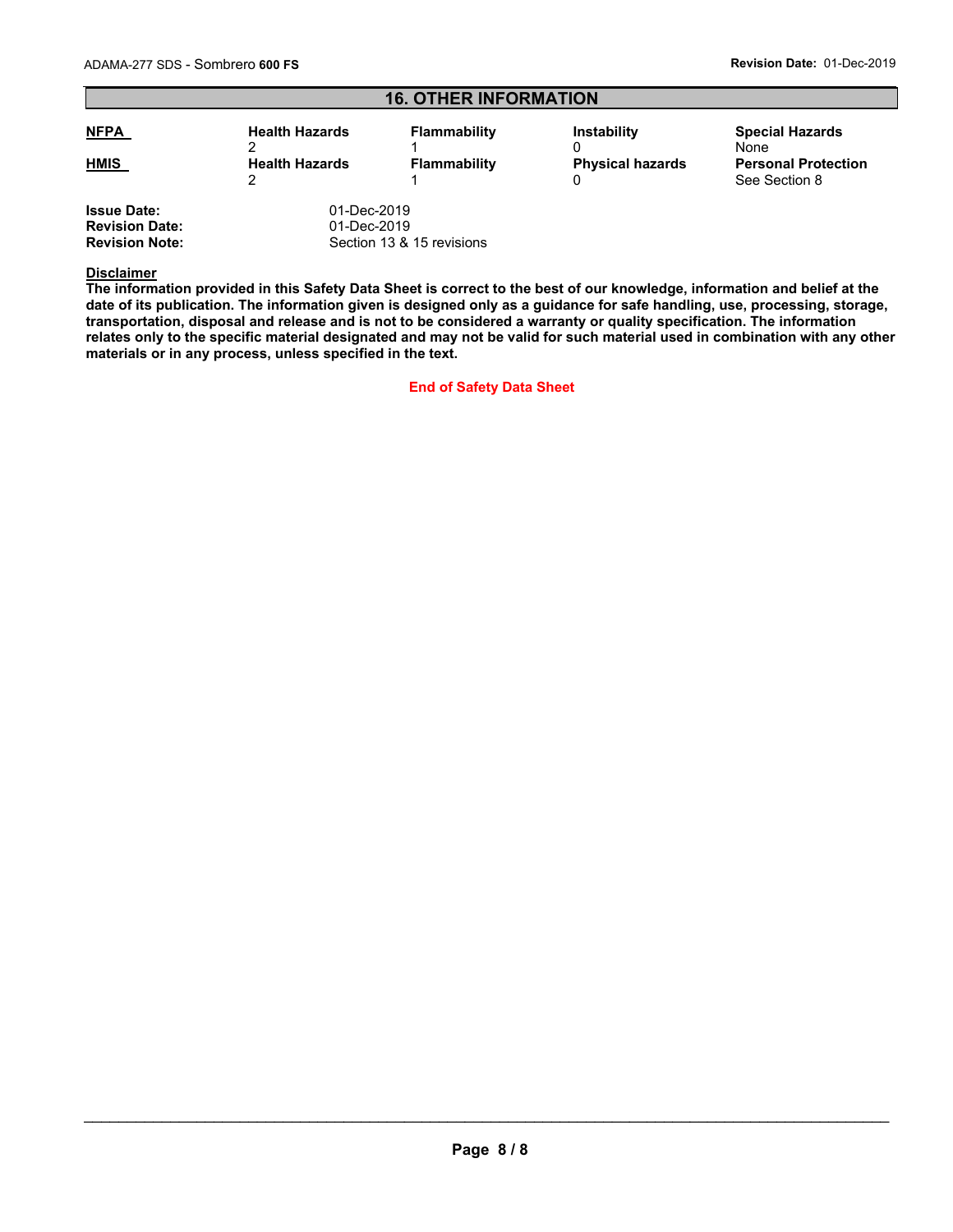## 16. OTHER INFORMATION

| | | | | |
|---|---|---|---|---|
| **NFPA** | **Health Hazards** 2 | **Flammability** 1 | **Instability** 0 | **Special Hazards** None |
| **HMIS** | **Health Hazards** 2 | **Flammability** 1 | **Physical hazards** 0 | **Personal Protection** See Section 8 |

**Issue Date:** 01-Dec-2019
**Revision Date:** 01-Dec-2019
**Revision Note:** Section 13 & 15 revisions

**Disclaimer**

**The information provided in this Safety Data Sheet is correct to the best of our knowledge, information and belief at the date of its publication. The information given is designed only as a guidance for safe handling, use, processing, storage, transportation, disposal and release and is not to be considered a warranty or quality specification. The information relates only to the specific material designated and may not be valid for such material used in combination with any other materials or in any process, unless specified in the text.**

**End of Safety Data Sheet**